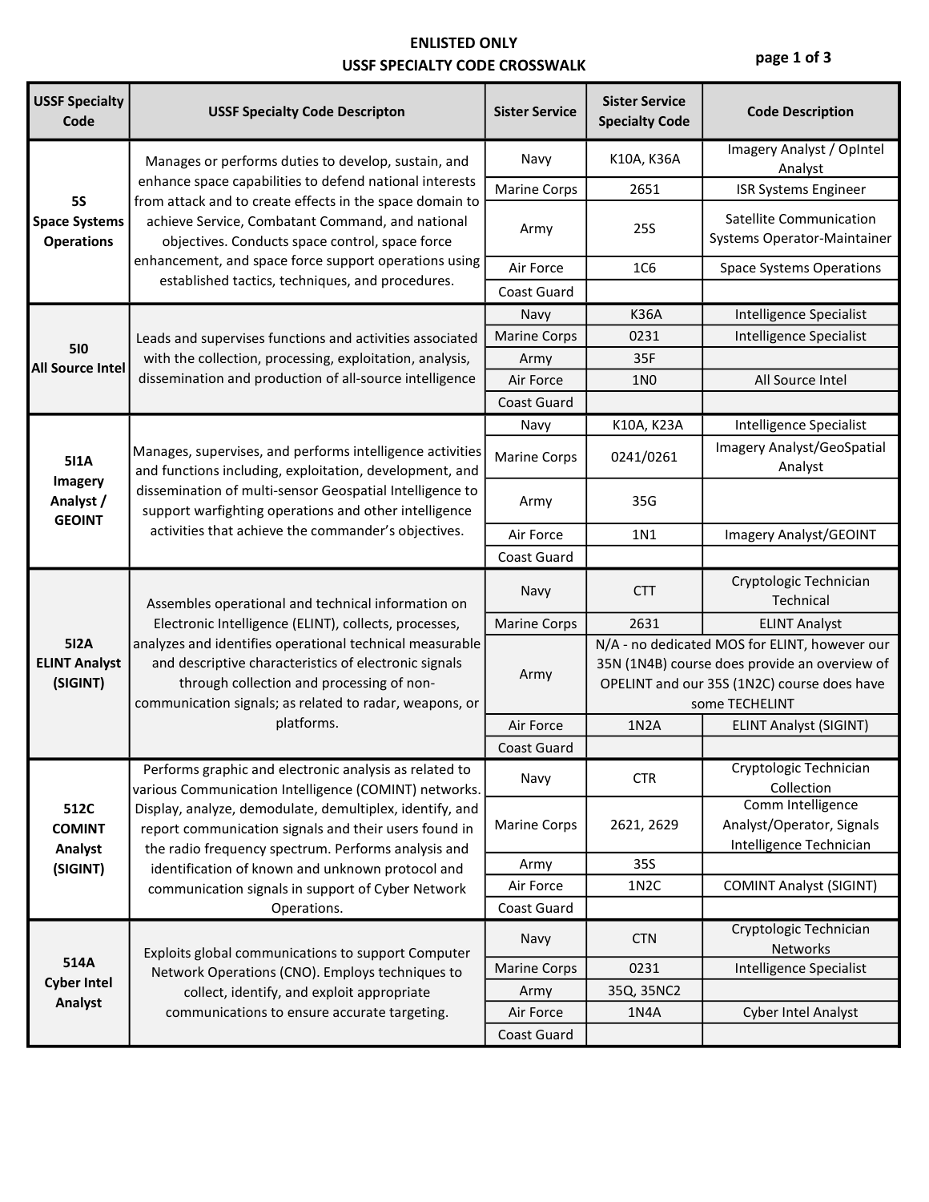# ENLISTED ONLY
# USSF SPECIALTY CODE CROSSWALK

| USSF Specialty Code | USSF Specialty Code Descripton | Sister Service | Sister Service Specialty Code | Code Description |
|---|---|---|---|---|
| **5S Space Systems Operations** | Manages or performs duties to develop, sustain, and enhance space capabilities to defend national interests from attack and to create effects in the space domain to achieve Service, Combatant Command, and national objectives. Conducts space control, space force enhancement, and space force support operations using established tactics, techniques, and procedures. | Navy | K10A, K36A | Imagery Analyst / OpIntel Analyst |
| | | Marine Corps | 2651 | ISR Systems Engineer |
| | | Army | 25S | Satellite Communication Systems Operator-Maintainer |
| | | Air Force | 1C6 | Space Systems Operations |
| | | Coast Guard | | |
| **5I0 All Source Intel** | Leads and supervises functions and activities associated with the collection, processing, exploitation, analysis, dissemination and production of all-source intelligence | Navy | K36A | Intelligence Specialist |
| | | Marine Corps | 0231 | Intelligence Specialist |
| | | Army | 35F | |
| | | Air Force | 1N0 | All Source Intel |
| | | Coast Guard | | |
| **5I1A Imagery Analyst / GEOINT** | Manages, supervises, and performs intelligence activities and functions including, exploitation, development, and dissemination of multi-sensor Geospatial Intelligence to support warfighting operations and other intelligence activities that achieve the commander's objectives. | Navy | K10A, K23A | Intelligence Specialist |
| | | Marine Corps | 0241/0261 | Imagery Analyst/GeoSpatial Analyst |
| | | Army | 35G | |
| | | Air Force | 1N1 | Imagery Analyst/GEOINT |
| | | Coast Guard | | |
| **5I2A ELINT Analyst (SIGINT)** | Assembles operational and technical information on Electronic Intelligence (ELINT), collects, processes, analyzes and identifies operational technical measurable and descriptive characteristics of electronic signals through collection and processing of non-communication signals; as related to radar, weapons, or platforms. | Navy | CTT | Cryptologic Technician Technical |
| | | Marine Corps | 2631 | ELINT Analyst |
| | | Army | N/A - no dedicated MOS for ELINT, however our 35N (1N4B) course does provide an overview of OPELINT and our 35S (1N2C) course does have some TECHELINT | |
| | | Air Force | 1N2A | ELINT Analyst (SIGINT) |
| | | Coast Guard | | |
| **512C COMINT Analyst (SIGINT)** | Performs graphic and electronic analysis as related to various Communication Intelligence (COMINT) networks. Display, analyze, demodulate, demultiplex, identify, and report communication signals and their users found in the radio frequency spectrum. Performs analysis and identification of known and unknown protocol and communication signals in support of Cyber Network Operations. | Navy | CTR | Cryptologic Technician Collection |
| | | Marine Corps | 2621, 2629 | Comm Intelligence Analyst/Operator, Signals Intelligence Technician |
| | | Army | 35S | |
| | | Air Force | 1N2C | COMINT Analyst (SIGINT) |
| | | Coast Guard | | |
| **514A Cyber Intel Analyst** | Exploits global communications to support Computer Network Operations (CNO). Employs techniques to collect, identify, and exploit appropriate communications to ensure accurate targeting. | Navy | CTN | Cryptologic Technician Networks |
| | | Marine Corps | 0231 | Intelligence Specialist |
| | | Army | 35Q, 35NC2 | |
| | | Air Force | 1N4A | Cyber Intel Analyst |
| | | Coast Guard | | |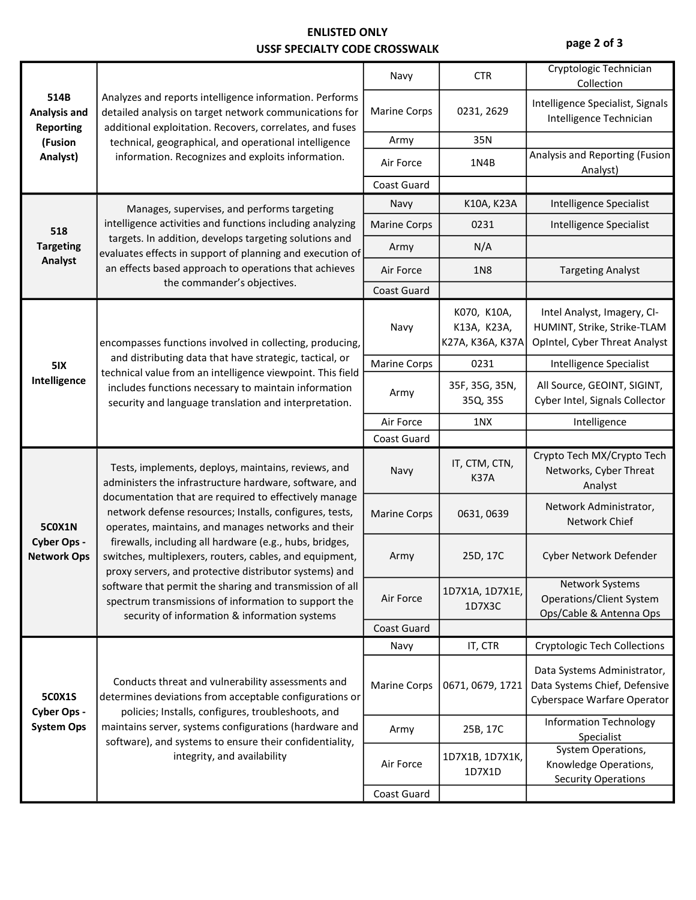# ENLISTED ONLY
## USSF SPECIALTY CODE CROSSWALK

| USSF Specialty | Description | Branch | Code | Title |
|---|---|---|---|---|
| **514B Analysis and Reporting (Fusion Analyst)** | Analyzes and reports intelligence information. Performs detailed analysis on target network communications for additional exploitation. Recovers, correlates, and fuses technical, geographical, and operational intelligence information. Recognizes and exploits information. | Navy | CTR | Cryptologic Technician Collection |
| | | Marine Corps | 0231, 2629 | Intelligence Specialist, Signals Intelligence Technician |
| | | Army | 35N | |
| | | Air Force | 1N4B | Analysis and Reporting (Fusion Analyst) |
| | | Coast Guard | | |
| **518 Targeting Analyst** | Manages, supervises, and performs targeting intelligence activities and functions including analyzing targets. In addition, develops targeting solutions and evaluates effects in support of planning and execution of an effects based approach to operations that achieves the commander's objectives. | Navy | K10A, K23A | Intelligence Specialist |
| | | Marine Corps | 0231 | Intelligence Specialist |
| | | Army | N/A | |
| | | Air Force | 1N8 | Targeting Analyst |
| | | Coast Guard | | |
| **5IX Intelligence** | encompasses functions involved in collecting, producing, and distributing data that have strategic, tactical, or technical value from an intelligence viewpoint. This field includes functions necessary to maintain information security and language translation and interpretation. | Navy | K070, K10A, K13A, K23A, K27A, K36A, K37A | Intel Analyst, Imagery, CI-HUMINT, Strike, Strike-TLAM OpIntel, Cyber Threat Analyst |
| | | Marine Corps | 0231 | Intelligence Specialist |
| | | Army | 35F, 35G, 35N, 35Q, 35S | All Source, GEOINT, SIGINT, Cyber Intel, Signals Collector |
| | | Air Force | 1NX | Intelligence |
| | | Coast Guard | | |
| **5C0X1N Cyber Ops - Network Ops** | Tests, implements, deploys, maintains, reviews, and administers the infrastructure hardware, software, and documentation that are required to effectively manage network defense resources; Installs, configures, tests, operates, maintains, and manages networks and their firewalls, including all hardware (e.g., hubs, bridges, switches, multiplexers, routers, cables, and equipment, proxy servers, and protective distributor systems) and software that permit the sharing and transmission of all spectrum transmissions of information to support the security of information & information systems | Navy | IT, CTM, CTN, K37A | Crypto Tech MX/Crypto Tech Networks, Cyber Threat Analyst |
| | | Marine Corps | 0631, 0639 | Network Administrator, Network Chief |
| | | Army | 25D, 17C | Cyber Network Defender |
| | | Air Force | 1D7X1A, 1D7X1E, 1D7X3C | Network Systems Operations/Client System Ops/Cable & Antenna Ops |
| | | Coast Guard | | |
| **5C0X1S Cyber Ops - System Ops** | Conducts threat and vulnerability assessments and determines deviations from acceptable configurations or policies; Installs, configures, troubleshoots, and maintains server, systems configurations (hardware and software), and systems to ensure their confidentiality, integrity, and availability | Navy | IT, CTR | Cryptologic Tech Collections |
| | | Marine Corps | 0671, 0679, 1721 | Data Systems Administrator, Data Systems Chief, Defensive Cyberspace Warfare Operator |
| | | Army | 25B, 17C | Information Technology Specialist |
| | | Air Force | 1D7X1B, 1D7X1K, 1D7X1D | System Operations, Knowledge Operations, Security Operations |
| | | Coast Guard | | |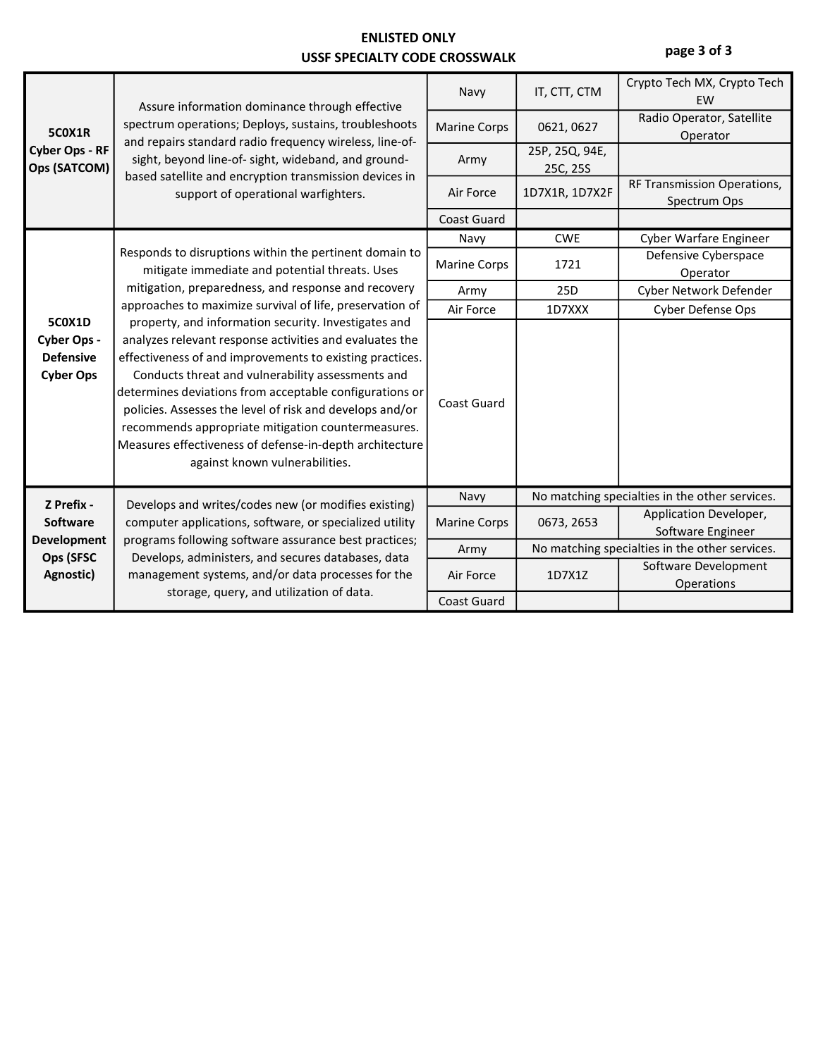# ENLISTED ONLY
# USSF SPECIALTY CODE CROSSWALK

| USSF Specialty | Description | Service | Code | Title |
|---|---|---|---|---|
| **5C0X1R Cyber Ops - RF Ops (SATCOM)** | Assure information dominance through effective spectrum operations; Deploys, sustains, troubleshoots and repairs standard radio frequency wireless, line-of-sight, beyond line-of- sight, wideband, and ground-based satellite and encryption transmission devices in support of operational warfighters. | Navy | IT, CTT, CTM | Crypto Tech MX, Crypto Tech EW |
| | | Marine Corps | 0621, 0627 | Radio Operator, Satellite Operator |
| | | Army | 25P, 25Q, 94E, 25C, 25S | |
| | | Air Force | 1D7X1R, 1D7X2F | RF Transmission Operations, Spectrum Ops |
| | | Coast Guard | | |
| **5C0X1D Cyber Ops - Defensive Cyber Ops** | Responds to disruptions within the pertinent domain to mitigate immediate and potential threats. Uses mitigation, preparedness, and response and recovery approaches to maximize survival of life, preservation of property, and information security. Investigates and analyzes relevant response activities and evaluates the effectiveness of and improvements to existing practices. Conducts threat and vulnerability assessments and determines deviations from acceptable configurations or policies. Assesses the level of risk and develops and/or recommends appropriate mitigation countermeasures. Measures effectiveness of defense-in-depth architecture against known vulnerabilities. | Navy | CWE | Cyber Warfare Engineer |
| | | Marine Corps | 1721 | Defensive Cyberspace Operator |
| | | Army | 25D | Cyber Network Defender |
| | | Air Force | 1D7XXX | Cyber Defense Ops |
| | | Coast Guard | | |
| **Z Prefix - Software Development Ops (SFSC Agnostic)** | Develops and writes/codes new (or modifies existing) computer applications, software, or specialized utility programs following software assurance best practices; Develops, administers, and secures databases, data management systems, and/or data processes for the storage, query, and utilization of data. | Navy | No matching specialties in the other services. | |
| | | Marine Corps | 0673, 2653 | Application Developer, Software Engineer |
| | | Army | No matching specialties in the other services. | |
| | | Air Force | 1D7X1Z | Software Development Operations |
| | | Coast Guard | | |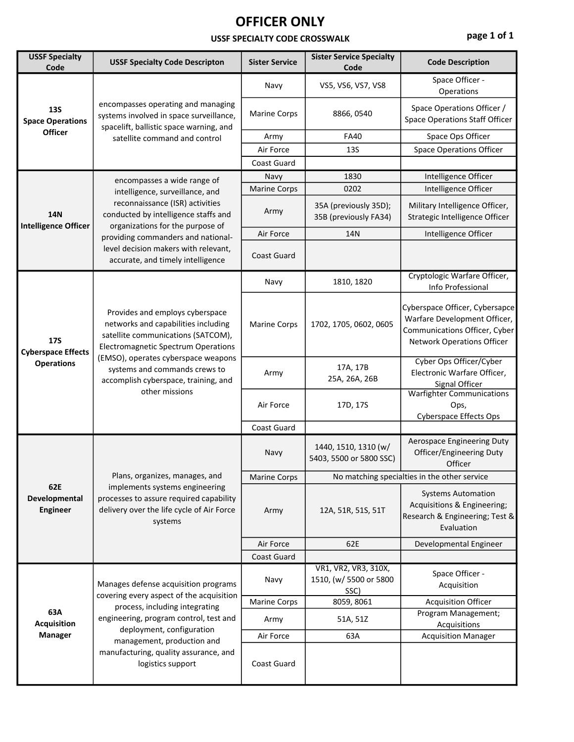# OFFICER ONLY

## USSF SPECIALTY CODE CROSSWALK

| USSF Specialty Code | USSF Specialty Code Descripton | Sister Service | Sister Service Specialty Code | Code Description |
|---|---|---|---|---|
| **13S Space Operations Officer** | encompasses operating and managing systems involved in space surveillance, spacelift, ballistic space warning, and satellite command and control | Navy | VS5, VS6, VS7, VS8 | Space Officer - Operations |
| | | Marine Corps | 8866, 0540 | Space Operations Officer / Space Operations Staff Officer |
| | | Army | FA40 | Space Ops Officer |
| | | Air Force | 13S | Space Operations Officer |
| | | Coast Guard | | |
| **14N Intelligence Officer** | encompasses a wide range of intelligence, surveillance, and reconnaissance (ISR) activities conducted by intelligence staffs and organizations for the purpose of providing commanders and national-level decision makers with relevant, accurate, and timely intelligence | Navy | 1830 | Intelligence Officer |
| | | Marine Corps | 0202 | Intelligence Officer |
| | | Army | 35A (previously 35D); 35B (previously FA34) | Military Intelligence Officer, Strategic Intelligence Officer |
| | | Air Force | 14N | Intelligence Officer |
| | | Coast Guard | | |
| **17S Cyberspace Effects Operations** | Provides and employs cyberspace networks and capabilities including satellite communications (SATCOM), Electromagnetic Spectrum Operations (EMSO), operates cyberspace weapons systems and commands crews to accomplish cyberspace, training, and other missions | Navy | 1810, 1820 | Cryptologic Warfare Officer, Info Professional |
| | | Marine Corps | 1702, 1705, 0602, 0605 | Cyberspace Officer, Cybersapce Warfare Development Officer, Communications Officer, Cyber Network Operations Officer |
| | | Army | 17A, 17B 25A, 26A, 26B | Cyber Ops Officer/Cyber Electronic Warfare Officer, Signal Officer |
| | | Air Force | 17D, 17S | Warfighter Communications Ops, Cyberspace Effects Ops |
| | | Coast Guard | | |
| **62E Developmental Engineer** | Plans, organizes, manages, and implements systems engineering processes to assure required capability delivery over the life cycle of Air Force systems | Navy | 1440, 1510, 1310 (w/ 5403, 5500 or 5800 SSC) | Aerospace Engineering Duty Officer/Engineering Duty Officer |
| | | Marine Corps | No matching specialties in the other service | |
| | | Army | 12A, 51R, 51S, 51T | Systems Automation Acquisitions & Engineering; Research & Engineering; Test & Evaluation |
| | | Air Force | 62E | Developmental Engineer |
| | | Coast Guard | | |
| **63A Acquisition Manager** | Manages defense acquisition programs covering every aspect of the acquisition process, including integrating engineering, program control, test and deployment, configuration management, production and manufacturing, quality assurance, and logistics support | Navy | VR1, VR2, VR3, 310X, 1510, (w/ 5500 or 5800 SSC) | Space Officer - Acquisition |
| | | Marine Corps | 8059, 8061 | Acquisition Officer |
| | | Army | 51A, 51Z | Program Management; Acquisitions |
| | | Air Force | 63A | Acquisition Manager |
| | | Coast Guard | | |